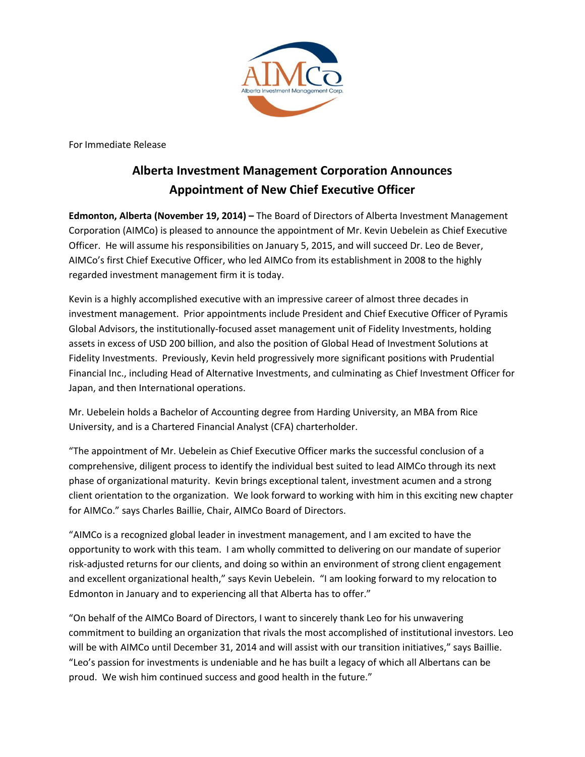For Immediate Release

# Alberta Investment Management Corporation Announces Appointment of New Chief Executive Officer

**Edmonton, Alberta (November 19, 2014) –** The Board of Directors of Alberta Investment Management Corporation (AIMCo) is pleased to announce the appointment of Mr. Kevin Uebelein as Chief Executive Officer. He will assume his responsibilities on January 5, 2015, and will succeed Dr. Leo de Bever, AIMCo's first Chief Executive Officer, who led AIMCo from its establishment in 2008 to the highly regarded investment management firm it is today.

Kevin is a highly accomplished executive with an impressive career of almost three decades in investment management. Prior appointments include President and Chief Executive Officer of Pyramis Global Advisors, the institutionally-focused asset management unit of Fidelity Investments, holding assets in excess of USD 200 billion, and also the position of Global Head of Investment Solutions at Fidelity Investments. Previously, Kevin held progressively more significant positions with Prudential Financial Inc., including Head of Alternative Investments, and culminating as Chief Investment Officer for Japan, and then International operations.

Mr. Uebelein holds a Bachelor of Accounting degree from Harding University, an MBA from Rice University, and is a Chartered Financial Analyst (CFA) charterholder.

"The appointment of Mr. Uebelein as Chief Executive Officer marks the successful conclusion of a comprehensive, diligent process to identify the individual best suited to lead AIMCo through its next phase of organizational maturity. Kevin brings exceptional talent, investment acumen and a strong client orientation to the organization. We look forward to working with him in this exciting new chapter for AIMCo." says Charles Baillie, Chair, AIMCo Board of Directors.

"AIMCo is a recognized global leader in investment management, and I am excited to have the opportunity to work with this team. I am wholly committed to delivering on our mandate of superior risk-adjusted returns for our clients, and doing so within an environment of strong client engagement and excellent organizational health," says Kevin Uebelein. "I am looking forward to my relocation to Edmonton in January and to experiencing all that Alberta has to offer."

"On behalf of the AIMCo Board of Directors, I want to sincerely thank Leo for his unwavering commitment to building an organization that rivals the most accomplished of institutional investors. Leo will be with AIMCo until December 31, 2014 and will assist with our transition initiatives," says Baillie. "Leo's passion for investments is undeniable and he has built a legacy of which all Albertans can be proud. We wish him continued success and good health in the future."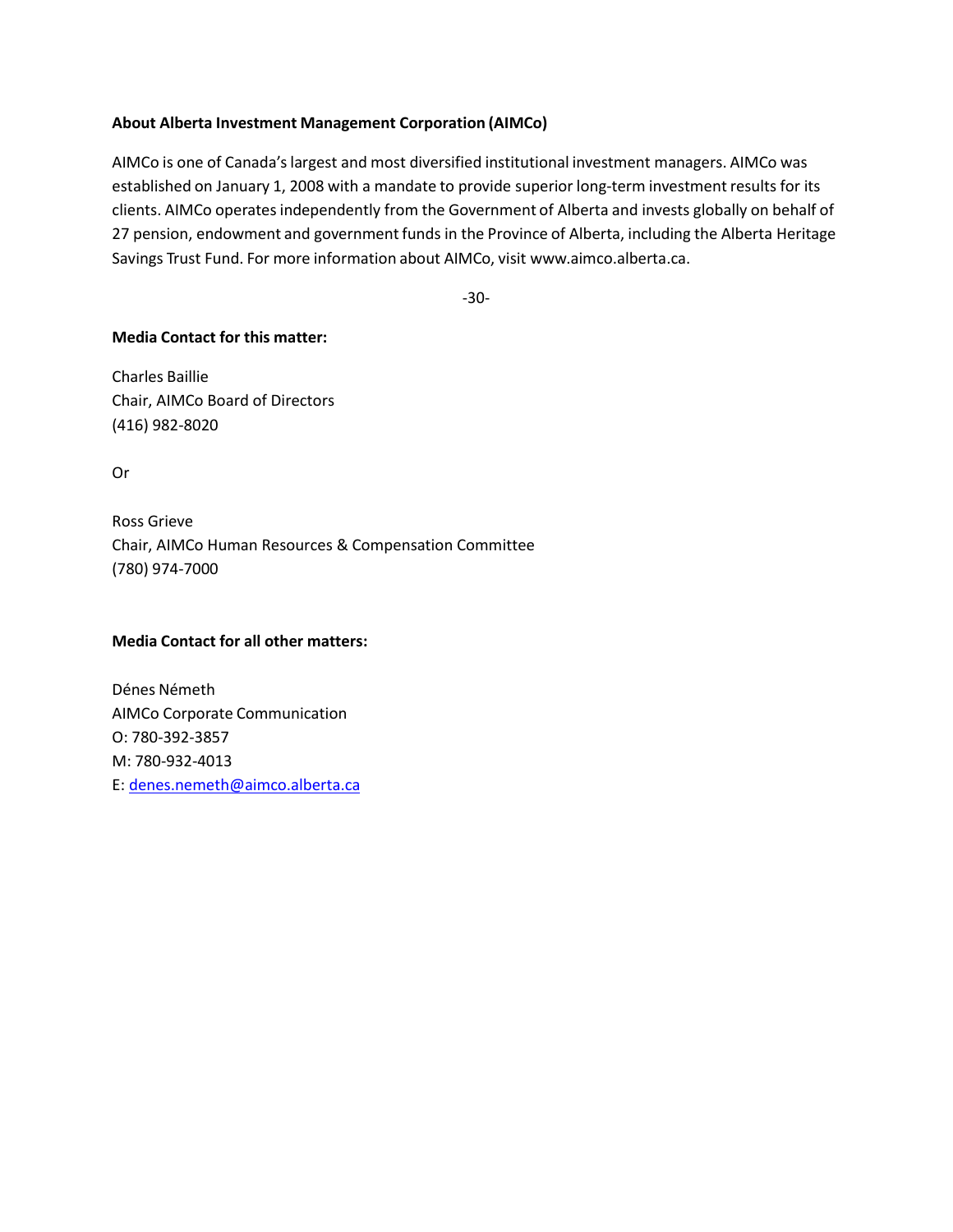**About Alberta Investment Management Corporation (AIMCo)**

AIMCo is one of Canada's largest and most diversified institutional investment managers. AIMCo was established on January 1, 2008 with a mandate to provide superior long-term investment results for its clients. AIMCo operates independently from the Government of Alberta and invests globally on behalf of 27 pension, endowment and government funds in the Province of Alberta, including the Alberta Heritage Savings Trust Fund. For more information about AIMCo, visit www.aimco.alberta.ca.

-30-

**Media Contact for this matter:**

Charles Baillie
Chair, AIMCo Board of Directors
(416) 982-8020

Or

Ross Grieve
Chair, AIMCo Human Resources & Compensation Committee
(780) 974-7000

**Media Contact for all other matters:**

Dénes Németh
AIMCo Corporate Communication
O: 780-392-3857
M: 780-932-4013
E: denes.nemeth@aimco.alberta.ca